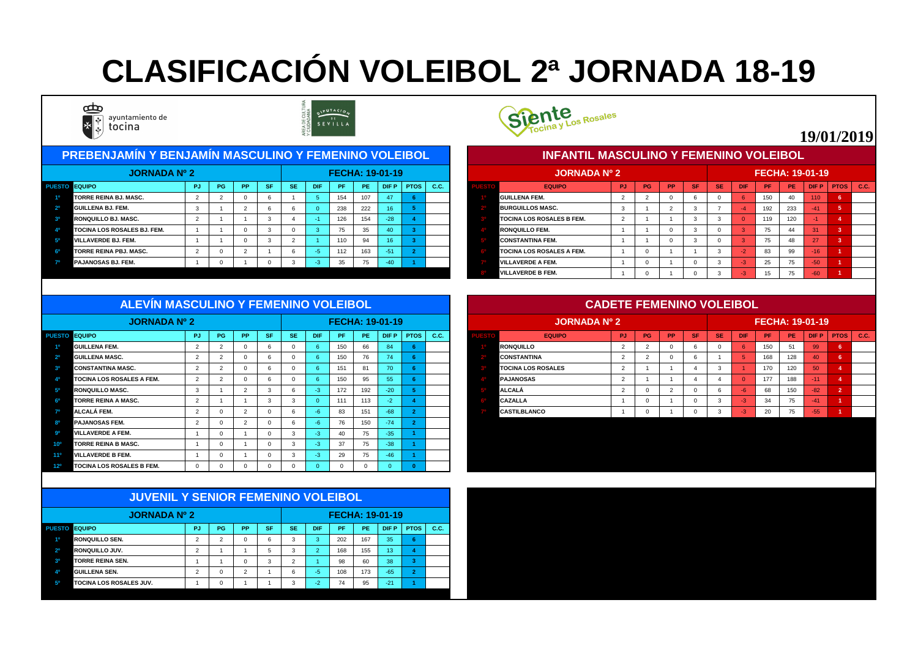# CLASIFICACIÓN VOLEIBOL 2ª JORNADA 18-19

ayuntamiento de tocina

**19/01/2019**

## PREBENJAMÍN Y BENJAMÍN MASCULINO Y FEMENINO VOLEIBOL

JORNADA Nº 2 — FECHA: 19-01-19

| PUESTO | EQUIPO | PJ | PG | PP | SF | SE | DIF | PF | PE | DIF P | PTOS | C.C. |
|---|---|---|---|---|---|---|---|---|---|---|---|---|
| 1º | TORRE REINA BJ. MASC. | 2 | 2 | 0 | 6 | 1 | 5 | 154 | 107 | 47 | 6 | |
| 2º | GUILLENA BJ. FEM. | 3 | 1 | 2 | 6 | 6 | 0 | 238 | 222 | 16 | 5 | |
| 3º | RONQUILLO BJ. MASC. | 2 | 1 | 1 | 3 | 4 | -1 | 126 | 154 | -28 | 4 | |
| 4º | TOCINA LOS ROSALES BJ. FEM. | 1 | 1 | 0 | 3 | 0 | 3 | 75 | 35 | 40 | 3 | |
| 5º | VILLAVERDE BJ. FEM. | 1 | 1 | 0 | 3 | 2 | 1 | 110 | 94 | 16 | 3 | |
| 6º | TORRE REINA PBJ. MASC. | 2 | 0 | 2 | 1 | 6 | -5 | 112 | 163 | -51 | 2 | |
| 7º | PAJANOSAS BJ. FEM. | 1 | 0 | 1 | 0 | 3 | -3 | 35 | 75 | -40 | 1 | |

## INFANTIL MASCULINO Y FEMENINO VOLEIBOL

JORNADA Nº 2 — FECHA: 19-01-19

| PUESTO | EQUIPO | PJ | PG | PP | SF | SE | DIF | PF | PE | DIF P | PTOS | C.C. |
|---|---|---|---|---|---|---|---|---|---|---|---|---|
| 1º | GUILLENA FEM. | 2 | 2 | 0 | 6 | 0 | 6 | 150 | 40 | 110 | 6 | |
| 2º | BURGUILLOS MASC. | 3 | 1 | 2 | 3 | 7 | -4 | 192 | 233 | -41 | 5 | |
| 3º | TOCINA LOS ROSALES B FEM. | 2 | 1 | 1 | 3 | 3 | 0 | 119 | 120 | -1 | 4 | |
| 4º | RONQUILLO FEM. | 1 | 1 | 0 | 3 | 0 | 3 | 75 | 44 | 31 | 3 | |
| 5º | CONSTANTINA FEM. | 1 | 1 | 0 | 3 | 0 | 3 | 75 | 48 | 27 | 3 | |
| 6º | TOCINA LOS ROSALES A FEM. | 1 | 0 | 1 | 1 | 3 | -2 | 83 | 99 | -16 | 1 | |
| 7º | VILLAVERDE A FEM. | 1 | 0 | 1 | 0 | 3 | -3 | 25 | 75 | -50 | 1 | |
| 8º | VILLAVERDE B FEM. | 1 | 0 | 1 | 0 | 3 | -3 | 15 | 75 | -60 | 1 | |

## ALEVÍN MASCULINO Y FEMENINO VOLEIBOL

JORNADA Nº 2 — FECHA: 19-01-19

| PUESTO | EQUIPO | PJ | PG | PP | SF | SE | DIF | PF | PE | DIF P | PTOS | C.C. |
|---|---|---|---|---|---|---|---|---|---|---|---|---|
| 1º | GUILLENA FEM. | 2 | 2 | 0 | 6 | 0 | 6 | 150 | 66 | 84 | 6 | |
| 2º | GUILLENA MASC. | 2 | 2 | 0 | 6 | 0 | 6 | 150 | 76 | 74 | 6 | |
| 3º | CONSTANTINA MASC. | 2 | 2 | 0 | 6 | 0 | 6 | 151 | 81 | 70 | 6 | |
| 4º | TOCINA LOS ROSALES A FEM. | 2 | 2 | 0 | 6 | 0 | 6 | 150 | 95 | 55 | 6 | |
| 5º | RONQUILLO MASC. | 3 | 1 | 2 | 3 | 6 | -3 | 172 | 192 | -20 | 5 | |
| 6º | TORRE REINA A MASC. | 2 | 1 | 1 | 3 | 3 | 0 | 111 | 113 | -2 | 4 | |
| 7º | ALCALÁ FEM. | 2 | 0 | 2 | 0 | 6 | -6 | 83 | 151 | -68 | 2 | |
| 8º | PAJANOSAS FEM. | 2 | 0 | 2 | 0 | 6 | -6 | 76 | 150 | -74 | 2 | |
| 9º | VILLAVERDE A FEM. | 1 | 0 | 1 | 0 | 3 | -3 | 40 | 75 | -35 | 1 | |
| 10º | TORRE REINA B MASC. | 1 | 0 | 1 | 0 | 3 | -3 | 37 | 75 | -38 | 1 | |
| 11º | VILLAVERDE B FEM. | 1 | 0 | 1 | 0 | 3 | -3 | 29 | 75 | -46 | 1 | |
| 12º | TOCINA LOS ROSALES B FEM. | 0 | 0 | 0 | 0 | 0 | 0 | 0 | 0 | 0 | 0 | |

## CADETE FEMENINO VOLEIBOL

JORNADA Nº 2 — FECHA: 19-01-19

| PUESTO | EQUIPO | PJ | PG | PP | SF | SE | DIF | PF | PE | DIF P | PTOS | C.C. |
|---|---|---|---|---|---|---|---|---|---|---|---|---|
| 1º | RONQUILLO | 2 | 2 | 0 | 6 | 0 | 6 | 150 | 51 | 99 | 6 | |
| 2º | CONSTANTINA | 2 | 2 | 0 | 6 | 1 | 5 | 168 | 128 | 40 | 6 | |
| 3º | TOCINA LOS ROSALES | 2 | 1 | 1 | 4 | 3 | 1 | 170 | 120 | 50 | 4 | |
| 4º | PAJANOSAS | 2 | 1 | 1 | 4 | 4 | 0 | 177 | 188 | -11 | 4 | |
| 5º | ALCALÁ | 2 | 0 | 2 | 0 | 6 | -6 | 68 | 150 | -82 | 2 | |
| 6º | CAZALLA | 1 | 0 | 1 | 0 | 3 | -3 | 34 | 75 | -41 | 1 | |
| 7º | CASTILBLANCO | 1 | 0 | 1 | 0 | 3 | -3 | 20 | 75 | -55 | 1 | |

## JUVENIL Y SENIOR FEMENINO VOLEIBOL

JORNADA Nº 2 — FECHA: 19-01-19

| PUESTO | EQUIPO | PJ | PG | PP | SF | SE | DIF | PF | PE | DIF P | PTOS | C.C. |
|---|---|---|---|---|---|---|---|---|---|---|---|---|
| 1º | RONQUILLO SEN. | 2 | 2 | 0 | 6 | 3 | 3 | 202 | 167 | 35 | 6 | |
| 2º | RONQUILLO JUV. | 2 | 1 | 1 | 5 | 3 | 2 | 168 | 155 | 13 | 4 | |
| 3º | TORRE REINA SEN. | 1 | 1 | 0 | 3 | 2 | 1 | 98 | 60 | 38 | 3 | |
| 4º | GUILLENA SEN. | 2 | 0 | 2 | 1 | 6 | -5 | 108 | 173 | -65 | 2 | |
| 5º | TOCINA LOS ROSALES JUV. | 1 | 0 | 1 | 1 | 3 | -2 | 74 | 95 | -21 | 1 | |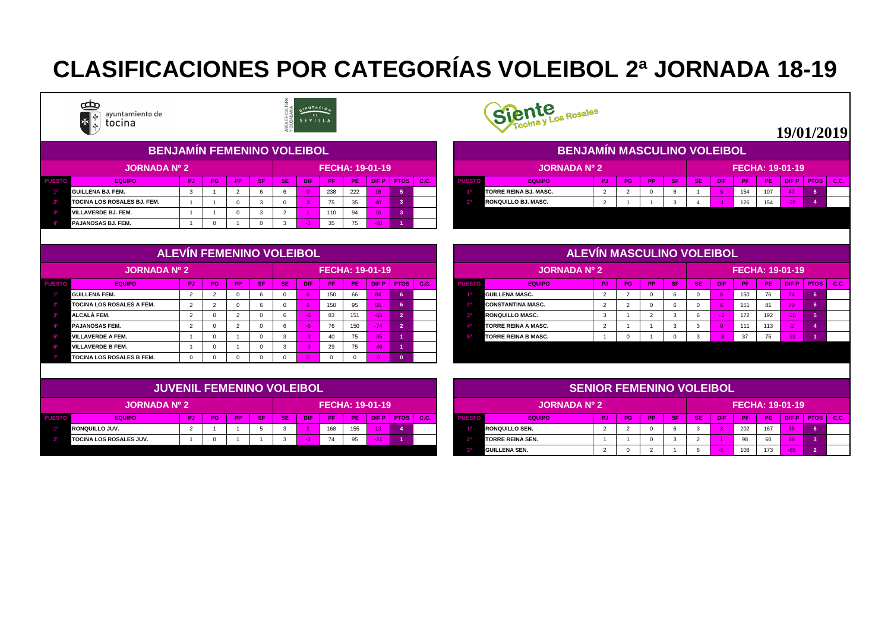# CLASIFICACIONES POR CATEGORÍAS VOLEIBOL 2ª JORNADA 18-19

ayuntamiento de tocina

Siente Tocina y Los Rosales

**19/01/2019**

## BENJAMÍN FEMENINO VOLEIBOL

JORNADA Nº 2 — FECHA: 19-01-19

| PUESTO | EQUIPO | PJ | PG | PP | SF | SE | DIF | PF | PE | DIF P | PTOS | C.C. |
|---|---|---|---|---|---|---|---|---|---|---|---|---|
| 1º | GUILLENA BJ. FEM. | 3 | 1 | 2 | 6 | 6 | 0 | 238 | 222 | 16 | 5 | |
| 2º | TOCINA LOS ROSALES BJ. FEM. | 1 | 1 | 0 | 3 | 0 | 3 | 75 | 35 | 40 | 3 | |
| 3º | VILLAVERDE BJ. FEM. | 1 | 1 | 0 | 3 | 2 | 1 | 110 | 94 | 16 | 3 | |
| 4º | PAJANOSAS BJ. FEM. | 1 | 0 | 1 | 0 | 3 | -3 | 35 | 75 | -40 | 1 | |

## BENJAMÍN MASCULINO VOLEIBOL

JORNADA Nº 2 — FECHA: 19-01-19

| PUESTO | EQUIPO | PJ | PG | PP | SF | SE | DIF | PF | PE | DIF P | PTOS | C.C. |
|---|---|---|---|---|---|---|---|---|---|---|---|---|
| 1º | TORRE REINA BJ. MASC. | 2 | 2 | 0 | 6 | 1 | 5 | 154 | 107 | 47 | 6 | |
| 2º | RONQUILLO BJ. MASC. | 2 | 1 | 1 | 3 | 4 | -1 | 126 | 154 | -28 | 4 | |

## ALEVÍN FEMENINO VOLEIBOL

JORNADA Nº 2 — FECHA: 19-01-19

| PUESTO | EQUIPO | PJ | PG | PP | SF | SE | DIF | PF | PE | DIF P | PTOS | C.C. |
|---|---|---|---|---|---|---|---|---|---|---|---|---|
| 1º | GUILLENA FEM. | 2 | 2 | 0 | 6 | 0 | 6 | 150 | 66 | 84 | 6 | |
| 2º | TOCINA LOS ROSALES A FEM. | 2 | 2 | 0 | 6 | 0 | 6 | 150 | 95 | 55 | 6 | |
| 3º | ALCALÁ FEM. | 2 | 0 | 2 | 0 | 6 | -6 | 83 | 151 | -68 | 2 | |
| 4º | PAJANOSAS FEM. | 2 | 0 | 2 | 0 | 6 | -6 | 76 | 150 | -74 | 2 | |
| 5º | VILLAVERDE A FEM. | 1 | 0 | 1 | 0 | 3 | -3 | 40 | 75 | -35 | 1 | |
| 6º | VILLAVERDE B FEM. | 1 | 0 | 1 | 0 | 3 | -3 | 29 | 75 | -46 | 1 | |
| 7º | TOCINA LOS ROSALES B FEM. | 0 | 0 | 0 | 0 | 0 | 0 | 0 | 0 | 0 | 0 | |

## ALEVÍN MASCULINO VOLEIBOL

JORNADA Nº 2 — FECHA: 19-01-19

| PUESTO | EQUIPO | PJ | PG | PP | SF | SE | DIF | PF | PE | DIF P | PTOS | C.C. |
|---|---|---|---|---|---|---|---|---|---|---|---|---|
| 1º | GUILLENA MASC. | 2 | 2 | 0 | 6 | 0 | 6 | 150 | 76 | 74 | 6 | |
| 2º | CONSTANTINA MASC. | 2 | 2 | 0 | 6 | 0 | 6 | 151 | 81 | 70 | 6 | |
| 3º | RONQUILLO MASC. | 3 | 1 | 2 | 3 | 6 | -3 | 172 | 192 | -20 | 5 | |
| 4º | TORRE REINA A MASC. | 2 | 1 | 1 | 3 | 3 | 0 | 111 | 113 | -2 | 4 | |
| 5º | TORRE REINA B MASC. | 1 | 0 | 1 | 0 | 3 | -3 | 37 | 75 | -38 | 1 | |

## JUVENIL FEMENINO VOLEIBOL

JORNADA Nº 2 — FECHA: 19-01-19

| PUESTO | EQUIPO | PJ | PG | PP | SF | SE | DIF | PF | PE | DIF P | PTOS | C.C. |
|---|---|---|---|---|---|---|---|---|---|---|---|---|
| 1º | RONQUILLO JUV. | 2 | 1 | 1 | 5 | 3 | 2 | 168 | 155 | 13 | 4 | |
| 2º | TOCINA LOS ROSALES JUV. | 1 | 0 | 1 | 1 | 3 | -2 | 74 | 95 | -21 | 1 | |

## SENIOR FEMENINO VOLEIBOL

JORNADA Nº 2 — FECHA: 19-01-19

| PUESTO | EQUIPO | PJ | PG | PP | SF | SE | DIF | PF | PE | DIF P | PTOS | C.C. |
|---|---|---|---|---|---|---|---|---|---|---|---|---|
| 1º | RONQUILLO SEN. | 2 | 2 | 0 | 6 | 3 | 3 | 202 | 167 | 35 | 6 | |
| 2º | TORRE REINA SEN. | 1 | 1 | 0 | 3 | 2 | 1 | 98 | 60 | 38 | 3 | |
| 3º | GUILLENA SEN. | 2 | 0 | 2 | 1 | 6 | -5 | 108 | 173 | -65 | 2 | |